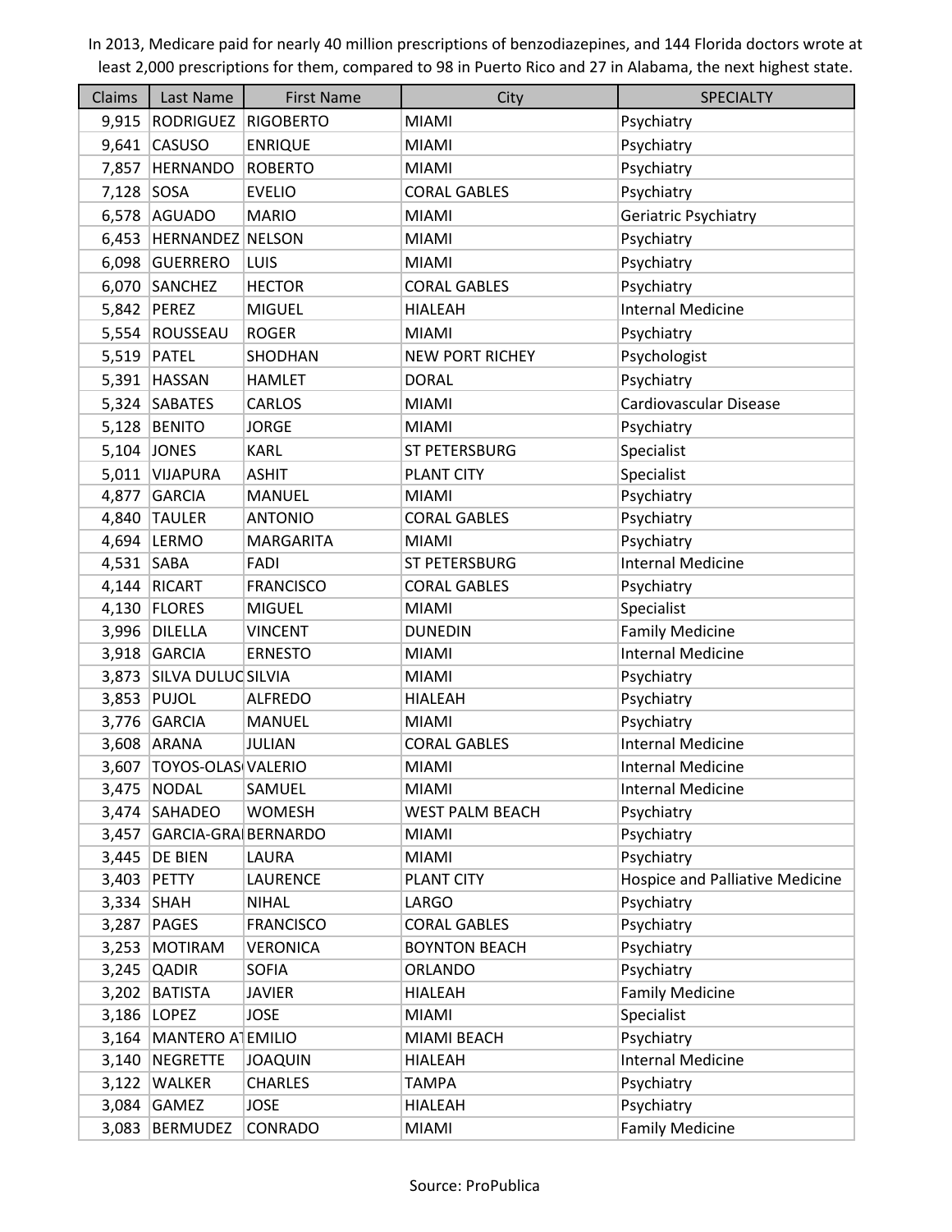In 2013, Medicare paid for nearly 40 million prescriptions of benzodiazepines, and 144 Florida doctors wrote at least 2,000 prescriptions for them, compared to 98 in Puerto Rico and 27 in Alabama, the next highest state.

| Claims | Last Name | First Name | City | SPECIALTY |
|---|---|---|---|---|
| 9,915 | RODRIGUEZ | RIGOBERTO | MIAMI | Psychiatry |
| 9,641 | CASUSO | ENRIQUE | MIAMI | Psychiatry |
| 7,857 | HERNANDO | ROBERTO | MIAMI | Psychiatry |
| 7,128 | SOSA | EVELIO | CORAL GABLES | Psychiatry |
| 6,578 | AGUADO | MARIO | MIAMI | Geriatric Psychiatry |
| 6,453 | HERNANDEZ | NELSON | MIAMI | Psychiatry |
| 6,098 | GUERRERO | LUIS | MIAMI | Psychiatry |
| 6,070 | SANCHEZ | HECTOR | CORAL GABLES | Psychiatry |
| 5,842 | PEREZ | MIGUEL | HIALEAH | Internal Medicine |
| 5,554 | ROUSSEAU | ROGER | MIAMI | Psychiatry |
| 5,519 | PATEL | SHODHAN | NEW PORT RICHEY | Psychologist |
| 5,391 | HASSAN | HAMLET | DORAL | Psychiatry |
| 5,324 | SABATES | CARLOS | MIAMI | Cardiovascular Disease |
| 5,128 | BENITO | JORGE | MIAMI | Psychiatry |
| 5,104 | JONES | KARL | ST PETERSBURG | Specialist |
| 5,011 | VIJAPURA | ASHIT | PLANT CITY | Specialist |
| 4,877 | GARCIA | MANUEL | MIAMI | Psychiatry |
| 4,840 | TAULER | ANTONIO | CORAL GABLES | Psychiatry |
| 4,694 | LERMO | MARGARITA | MIAMI | Psychiatry |
| 4,531 | SABA | FADI | ST PETERSBURG | Internal Medicine |
| 4,144 | RICART | FRANCISCO | CORAL GABLES | Psychiatry |
| 4,130 | FLORES | MIGUEL | MIAMI | Specialist |
| 3,996 | DILELLA | VINCENT | DUNEDIN | Family Medicine |
| 3,918 | GARCIA | ERNESTO | MIAMI | Internal Medicine |
| 3,873 | SILVA DULUC | SILVIA | MIAMI | Psychiatry |
| 3,853 | PUJOL | ALFREDO | HIALEAH | Psychiatry |
| 3,776 | GARCIA | MANUEL | MIAMI | Psychiatry |
| 3,608 | ARANA | JULIAN | CORAL GABLES | Internal Medicine |
| 3,607 | TOYOS-OLAS | VALERIO | MIAMI | Internal Medicine |
| 3,475 | NODAL | SAMUEL | MIAMI | Internal Medicine |
| 3,474 | SAHADEO | WOMESH | WEST PALM BEACH | Psychiatry |
| 3,457 | GARCIA-GRA | BERNARDO | MIAMI | Psychiatry |
| 3,445 | DE BIEN | LAURA | MIAMI | Psychiatry |
| 3,403 | PETTY | LAURENCE | PLANT CITY | Hospice and Palliative Medicine |
| 3,334 | SHAH | NIHAL | LARGO | Psychiatry |
| 3,287 | PAGES | FRANCISCO | CORAL GABLES | Psychiatry |
| 3,253 | MOTIRAM | VERONICA | BOYNTON BEACH | Psychiatry |
| 3,245 | QADIR | SOFIA | ORLANDO | Psychiatry |
| 3,202 | BATISTA | JAVIER | HIALEAH | Family Medicine |
| 3,186 | LOPEZ | JOSE | MIAMI | Specialist |
| 3,164 | MANTERO AT | EMILIO | MIAMI BEACH | Psychiatry |
| 3,140 | NEGRETTE | JOAQUIN | HIALEAH | Internal Medicine |
| 3,122 | WALKER | CHARLES | TAMPA | Psychiatry |
| 3,084 | GAMEZ | JOSE | HIALEAH | Psychiatry |
| 3,083 | BERMUDEZ | CONRADO | MIAMI | Family Medicine |

Source: ProPublica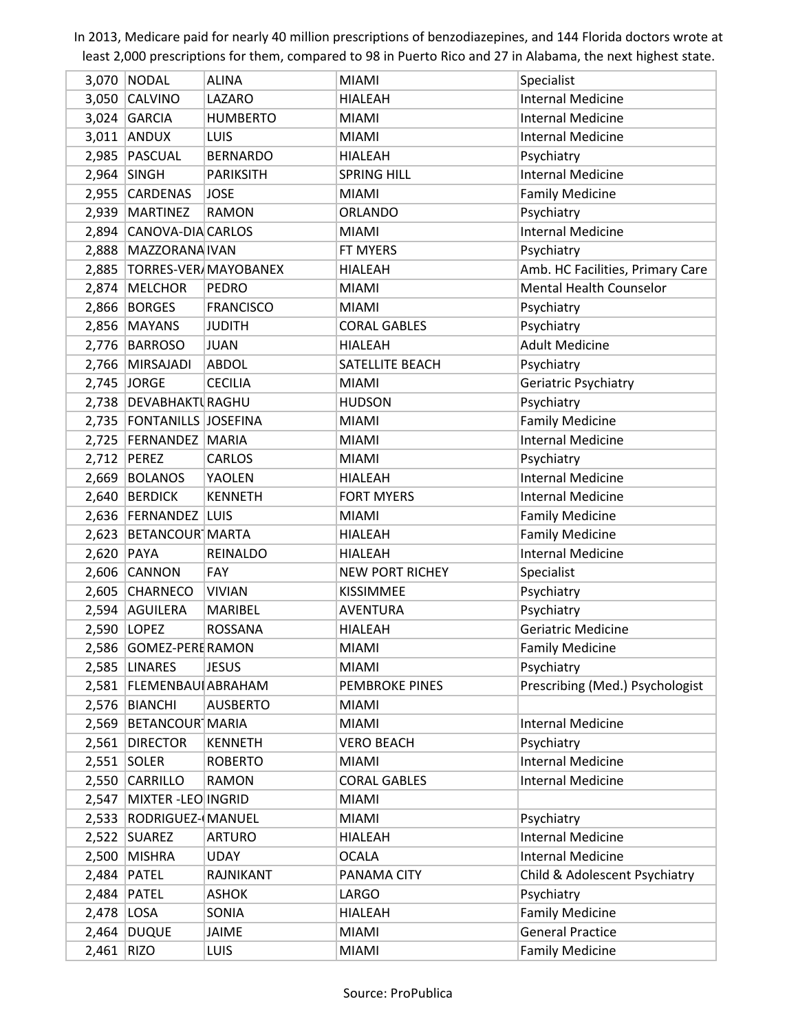In 2013, Medicare paid for nearly 40 million prescriptions of benzodiazepines, and 144 Florida doctors wrote at least 2,000 prescriptions for them, compared to 98 in Puerto Rico and 27 in Alabama, the next highest state.

| | | | | |
|---|---|---|---|---|
| 3,070 | NODAL | ALINA | MIAMI | Specialist |
| 3,050 | CALVINO | LAZARO | HIALEAH | Internal Medicine |
| 3,024 | GARCIA | HUMBERTO | MIAMI | Internal Medicine |
| 3,011 | ANDUX | LUIS | MIAMI | Internal Medicine |
| 2,985 | PASCUAL | BERNARDO | HIALEAH | Psychiatry |
| 2,964 | SINGH | PARIKSITH | SPRING HILL | Internal Medicine |
| 2,955 | CARDENAS | JOSE | MIAMI | Family Medicine |
| 2,939 | MARTINEZ | RAMON | ORLANDO | Psychiatry |
| 2,894 | CANOVA-DIA | CARLOS | MIAMI | Internal Medicine |
| 2,888 | MAZZORANA | IVAN | FT MYERS | Psychiatry |
| 2,885 | TORRES-VER/ | MAYOBANEX | HIALEAH | Amb. HC Facilities, Primary Care |
| 2,874 | MELCHOR | PEDRO | MIAMI | Mental Health Counselor |
| 2,866 | BORGES | FRANCISCO | MIAMI | Psychiatry |
| 2,856 | MAYANS | JUDITH | CORAL GABLES | Psychiatry |
| 2,776 | BARROSO | JUAN | HIALEAH | Adult Medicine |
| 2,766 | MIRSAJADI | ABDOL | SATELLITE BEACH | Psychiatry |
| 2,745 | JORGE | CECILIA | MIAMI | Geriatric Psychiatry |
| 2,738 | DEVABHAKTU | RAGHU | HUDSON | Psychiatry |
| 2,735 | FONTANILLS | JOSEFINA | MIAMI | Family Medicine |
| 2,725 | FERNANDEZ | MARIA | MIAMI | Internal Medicine |
| 2,712 | PEREZ | CARLOS | MIAMI | Psychiatry |
| 2,669 | BOLANOS | YAOLEN | HIALEAH | Internal Medicine |
| 2,640 | BERDICK | KENNETH | FORT MYERS | Internal Medicine |
| 2,636 | FERNANDEZ | LUIS | MIAMI | Family Medicine |
| 2,623 | BETANCOURT | MARTA | HIALEAH | Family Medicine |
| 2,620 | PAYA | REINALDO | HIALEAH | Internal Medicine |
| 2,606 | CANNON | FAY | NEW PORT RICHEY | Specialist |
| 2,605 | CHARNECO | VIVIAN | KISSIMMEE | Psychiatry |
| 2,594 | AGUILERA | MARIBEL | AVENTURA | Psychiatry |
| 2,590 | LOPEZ | ROSSANA | HIALEAH | Geriatric Medicine |
| 2,586 | GOMEZ-PERE | RAMON | MIAMI | Family Medicine |
| 2,585 | LINARES | JESUS | MIAMI | Psychiatry |
| 2,581 | FLEMENBAUI | ABRAHAM | PEMBROKE PINES | Prescribing (Med.) Psychologist |
| 2,576 | BIANCHI | AUSBERTO | MIAMI | |
| 2,569 | BETANCOURT | MARIA | MIAMI | Internal Medicine |
| 2,561 | DIRECTOR | KENNETH | VERO BEACH | Psychiatry |
| 2,551 | SOLER | ROBERTO | MIAMI | Internal Medicine |
| 2,550 | CARRILLO | RAMON | CORAL GABLES | Internal Medicine |
| 2,547 | MIXTER -LEO | INGRID | MIAMI | |
| 2,533 | RODRIGUEZ-( | MANUEL | MIAMI | Psychiatry |
| 2,522 | SUAREZ | ARTURO | HIALEAH | Internal Medicine |
| 2,500 | MISHRA | UDAY | OCALA | Internal Medicine |
| 2,484 | PATEL | RAJNIKANT | PANAMA CITY | Child & Adolescent Psychiatry |
| 2,484 | PATEL | ASHOK | LARGO | Psychiatry |
| 2,478 | LOSA | SONIA | HIALEAH | Family Medicine |
| 2,464 | DUQUE | JAIME | MIAMI | General Practice |
| 2,461 | RIZO | LUIS | MIAMI | Family Medicine |

Source: ProPublica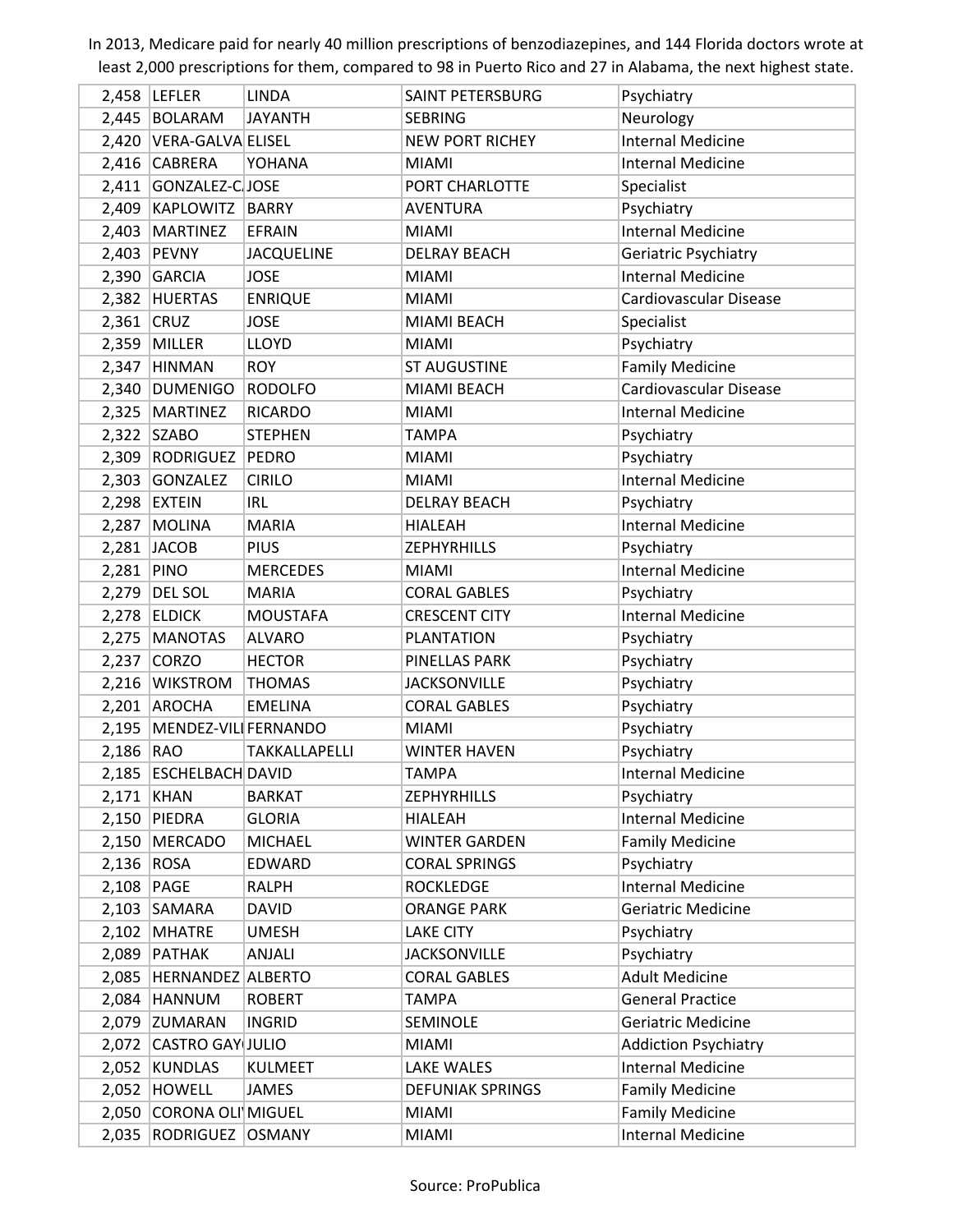In 2013, Medicare paid for nearly 40 million prescriptions of benzodiazepines, and 144 Florida doctors wrote at least 2,000 prescriptions for them, compared to 98 in Puerto Rico and 27 in Alabama, the next highest state.

| | | | | |
|---|---|---|---|---|
| 2,458 | LEFLER | LINDA | SAINT PETERSBURG | Psychiatry |
| 2,445 | BOLARAM | JAYANTH | SEBRING | Neurology |
| 2,420 | VERA-GALVA | ELISEL | NEW PORT RICHEY | Internal Medicine |
| 2,416 | CABRERA | YOHANA | MIAMI | Internal Medicine |
| 2,411 | GONZALEZ-C. | JOSE | PORT CHARLOTTE | Specialist |
| 2,409 | KAPLOWITZ | BARRY | AVENTURA | Psychiatry |
| 2,403 | MARTINEZ | EFRAIN | MIAMI | Internal Medicine |
| 2,403 | PEVNY | JACQUELINE | DELRAY BEACH | Geriatric Psychiatry |
| 2,390 | GARCIA | JOSE | MIAMI | Internal Medicine |
| 2,382 | HUERTAS | ENRIQUE | MIAMI | Cardiovascular Disease |
| 2,361 | CRUZ | JOSE | MIAMI BEACH | Specialist |
| 2,359 | MILLER | LLOYD | MIAMI | Psychiatry |
| 2,347 | HINMAN | ROY | ST AUGUSTINE | Family Medicine |
| 2,340 | DUMENIGO | RODOLFO | MIAMI BEACH | Cardiovascular Disease |
| 2,325 | MARTINEZ | RICARDO | MIAMI | Internal Medicine |
| 2,322 | SZABO | STEPHEN | TAMPA | Psychiatry |
| 2,309 | RODRIGUEZ | PEDRO | MIAMI | Psychiatry |
| 2,303 | GONZALEZ | CIRILO | MIAMI | Internal Medicine |
| 2,298 | EXTEIN | IRL | DELRAY BEACH | Psychiatry |
| 2,287 | MOLINA | MARIA | HIALEAH | Internal Medicine |
| 2,281 | JACOB | PIUS | ZEPHYRHILLS | Psychiatry |
| 2,281 | PINO | MERCEDES | MIAMI | Internal Medicine |
| 2,279 | DEL SOL | MARIA | CORAL GABLES | Psychiatry |
| 2,278 | ELDICK | MOUSTAFA | CRESCENT CITY | Internal Medicine |
| 2,275 | MANOTAS | ALVARO | PLANTATION | Psychiatry |
| 2,237 | CORZO | HECTOR | PINELLAS PARK | Psychiatry |
| 2,216 | WIKSTROM | THOMAS | JACKSONVILLE | Psychiatry |
| 2,201 | AROCHA | EMELINA | CORAL GABLES | Psychiatry |
| 2,195 | MENDEZ-VILI | FERNANDO | MIAMI | Psychiatry |
| 2,186 | RAO | TAKKALLAPELLI | WINTER HAVEN | Psychiatry |
| 2,185 | ESCHELBACH | DAVID | TAMPA | Internal Medicine |
| 2,171 | KHAN | BARKAT | ZEPHYRHILLS | Psychiatry |
| 2,150 | PIEDRA | GLORIA | HIALEAH | Internal Medicine |
| 2,150 | MERCADO | MICHAEL | WINTER GARDEN | Family Medicine |
| 2,136 | ROSA | EDWARD | CORAL SPRINGS | Psychiatry |
| 2,108 | PAGE | RALPH | ROCKLEDGE | Internal Medicine |
| 2,103 | SAMARA | DAVID | ORANGE PARK | Geriatric Medicine |
| 2,102 | MHATRE | UMESH | LAKE CITY | Psychiatry |
| 2,089 | PATHAK | ANJALI | JACKSONVILLE | Psychiatry |
| 2,085 | HERNANDEZ | ALBERTO | CORAL GABLES | Adult Medicine |
| 2,084 | HANNUM | ROBERT | TAMPA | General Practice |
| 2,079 | ZUMARAN | INGRID | SEMINOLE | Geriatric Medicine |
| 2,072 | CASTRO GAY | JULIO | MIAMI | Addiction Psychiatry |
| 2,052 | KUNDLAS | KULMEET | LAKE WALES | Internal Medicine |
| 2,052 | HOWELL | JAMES | DEFUNIAK SPRINGS | Family Medicine |
| 2,050 | CORONA OLI | MIGUEL | MIAMI | Family Medicine |
| 2,035 | RODRIGUEZ | OSMANY | MIAMI | Internal Medicine |

Source: ProPublica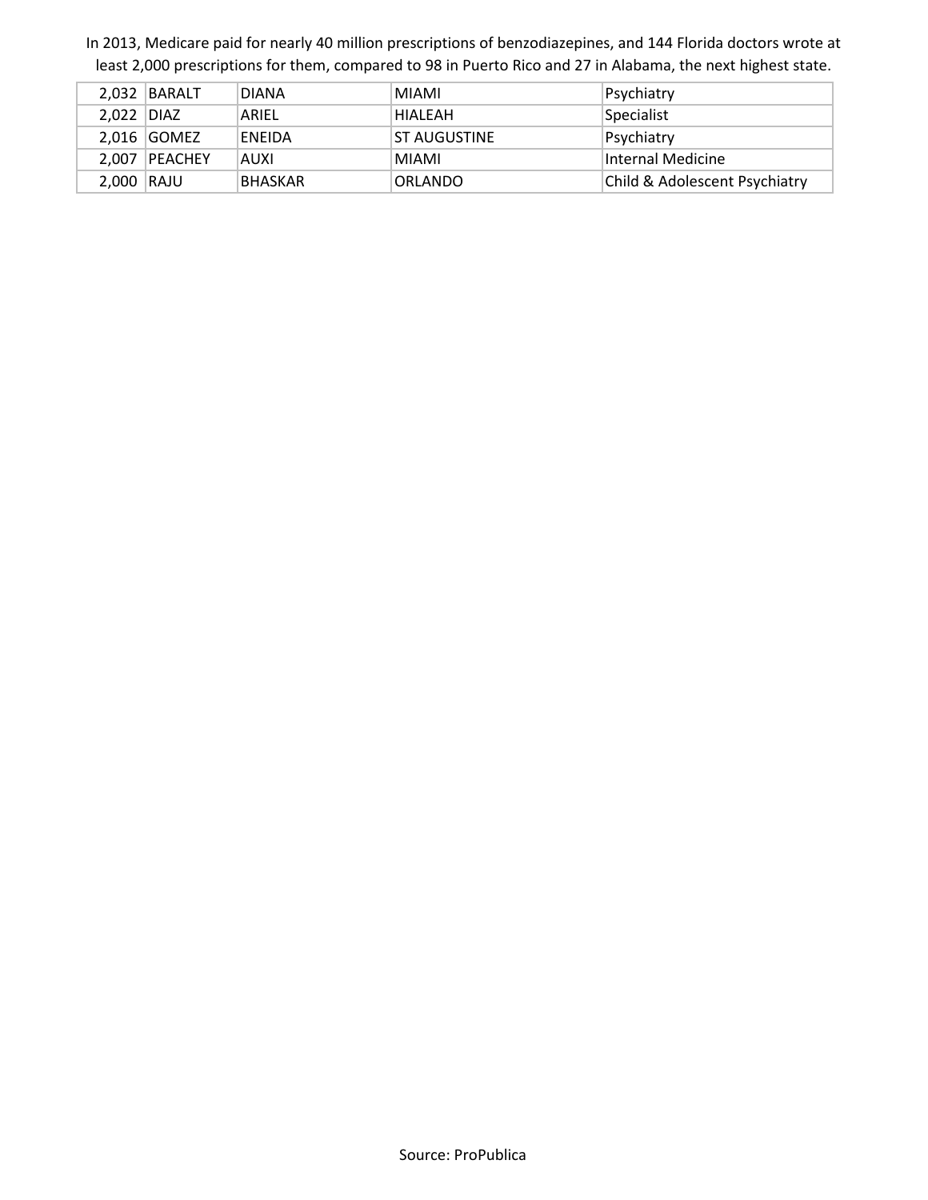In 2013, Medicare paid for nearly 40 million prescriptions of benzodiazepines, and 144 Florida doctors wrote at least 2,000 prescriptions for them, compared to 98 in Puerto Rico and 27 in Alabama, the next highest state.

| | | | | |
|---|---|---|---|---|
| 2,032 | BARALT | DIANA | MIAMI | Psychiatry |
| 2,022 | DIAZ | ARIEL | HIALEAH | Specialist |
| 2,016 | GOMEZ | ENEIDA | ST AUGUSTINE | Psychiatry |
| 2,007 | PEACHEY | AUXI | MIAMI | Internal Medicine |
| 2,000 | RAJU | BHASKAR | ORLANDO | Child & Adolescent Psychiatry |

Source: ProPublica